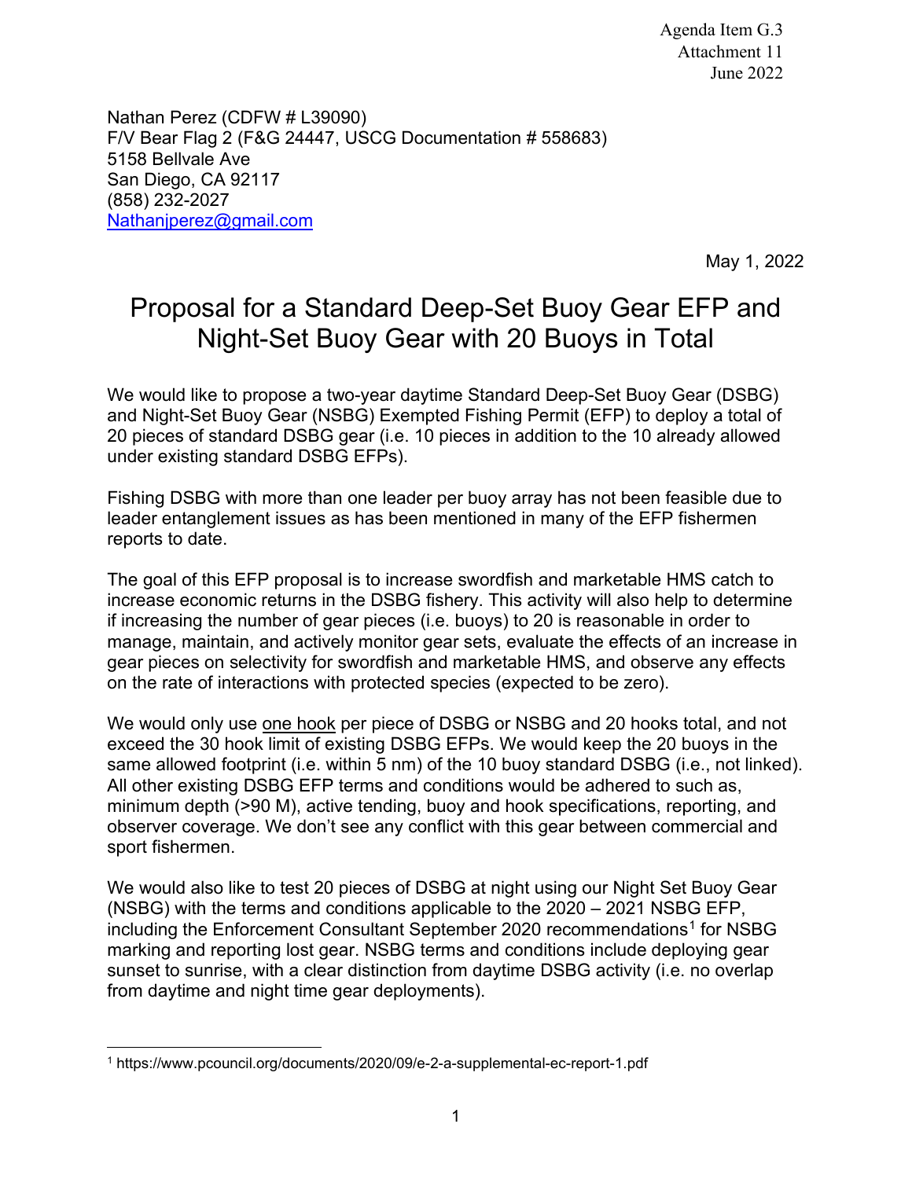Agenda Item G.3
Attachment 11
June 2022

Nathan Perez (CDFW # L39090)
F/V Bear Flag 2 (F&G 24447, USCG Documentation # 558683)
5158 Bellvale Ave
San Diego, CA 92117
(858) 232-2027
Nathanjperez@gmail.com

May 1, 2022

# Proposal for a Standard Deep-Set Buoy Gear EFP and Night-Set Buoy Gear with 20 Buoys in Total

We would like to propose a two-year daytime Standard Deep-Set Buoy Gear (DSBG) and Night-Set Buoy Gear (NSBG) Exempted Fishing Permit (EFP) to deploy a total of 20 pieces of standard DSBG gear (i.e. 10 pieces in addition to the 10 already allowed under existing standard DSBG EFPs).

Fishing DSBG with more than one leader per buoy array has not been feasible due to leader entanglement issues as has been mentioned in many of the EFP fishermen reports to date.

The goal of this EFP proposal is to increase swordfish and marketable HMS catch to increase economic returns in the DSBG fishery. This activity will also help to determine if increasing the number of gear pieces (i.e. buoys) to 20 is reasonable in order to manage, maintain, and actively monitor gear sets, evaluate the effects of an increase in gear pieces on selectivity for swordfish and marketable HMS, and observe any effects on the rate of interactions with protected species (expected to be zero).

We would only use <u>one hook</u> per piece of DSBG or NSBG and 20 hooks total, and not exceed the 30 hook limit of existing DSBG EFPs. We would keep the 20 buoys in the same allowed footprint (i.e. within 5 nm) of the 10 buoy standard DSBG (i.e., not linked). All other existing DSBG EFP terms and conditions would be adhered to such as, minimum depth (>90 M), active tending, buoy and hook specifications, reporting, and observer coverage. We don't see any conflict with this gear between commercial and sport fishermen.

We would also like to test 20 pieces of DSBG at night using our Night Set Buoy Gear (NSBG) with the terms and conditions applicable to the 2020 – 2021 NSBG EFP, including the Enforcement Consultant September 2020 recommendations[1] for NSBG marking and reporting lost gear. NSBG terms and conditions include deploying gear sunset to sunrise, with a clear distinction from daytime DSBG activity (i.e. no overlap from daytime and night time gear deployments).

---

[1] https://www.pcouncil.org/documents/2020/09/e-2-a-supplemental-ec-report-1.pdf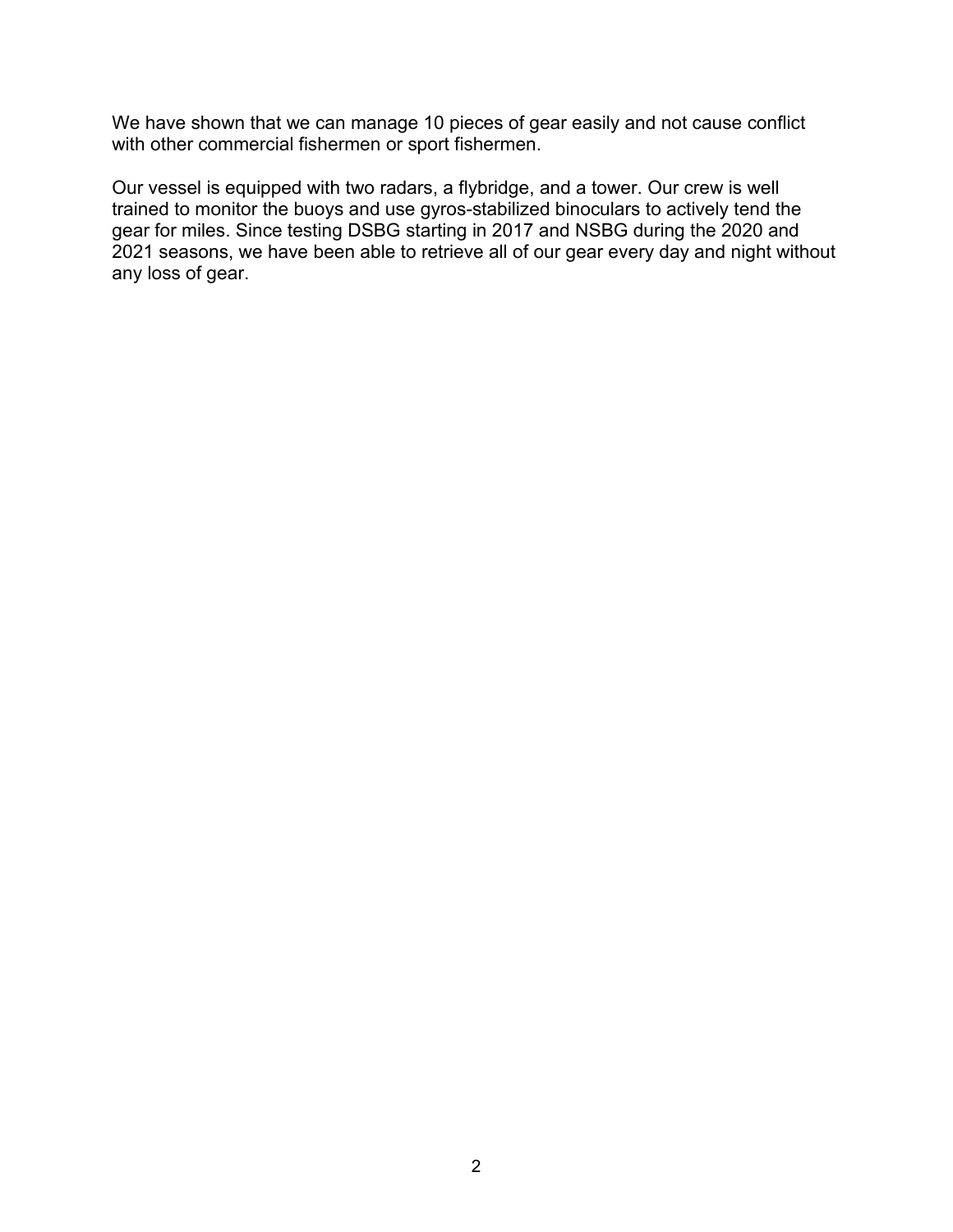We have shown that we can manage 10 pieces of gear easily and not cause conflict with other commercial fishermen or sport fishermen.

Our vessel is equipped with two radars, a flybridge, and a tower. Our crew is well trained to monitor the buoys and use gyros-stabilized binoculars to actively tend the gear for miles. Since testing DSBG starting in 2017 and NSBG during the 2020 and 2021 seasons, we have been able to retrieve all of our gear every day and night without any loss of gear.